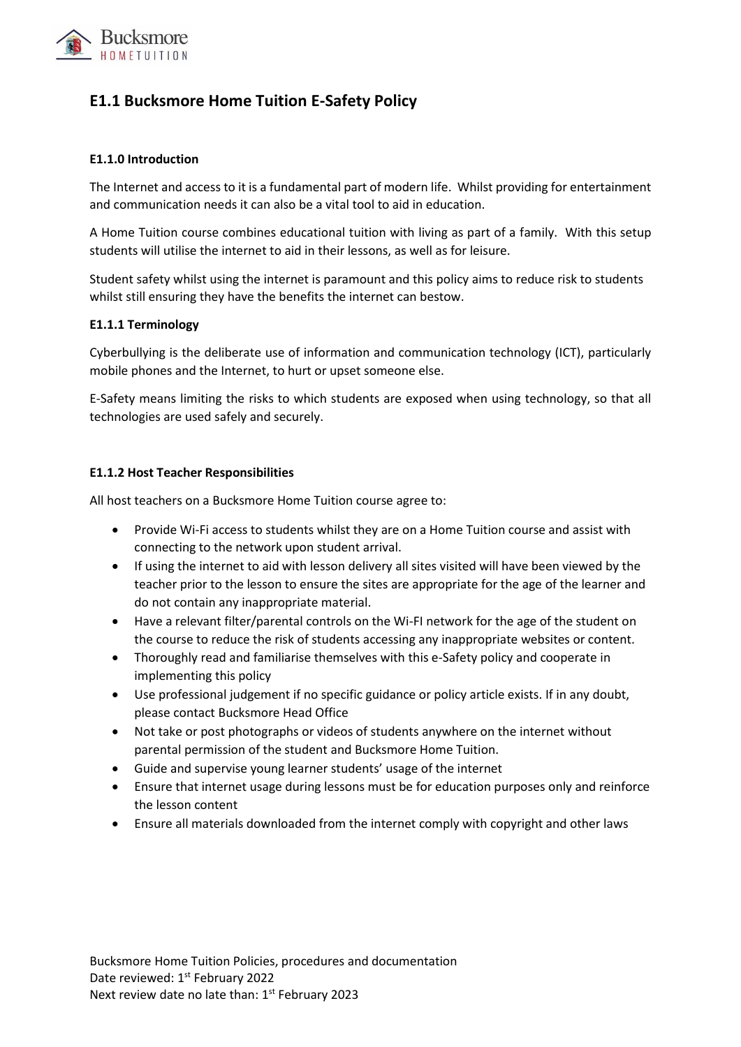# E1.1 Bucksmore Home Tuition E-Safety Policy

### E1.1.0 Introduction

The Internet and access to it is a fundamental part of modern life. Whilst providing for entertainment and communication needs it can also be a vital tool to aid in education.

A Home Tuition course combines educational tuition with living as part of a family. With this setup students will utilise the internet to aid in their lessons, as well as for leisure.

Student safety whilst using the internet is paramount and this policy aims to reduce risk to students whilst still ensuring they have the benefits the internet can bestow.

### E1.1.1 Terminology

Cyberbullying is the deliberate use of information and communication technology (ICT), particularly mobile phones and the Internet, to hurt or upset someone else.

E-Safety means limiting the risks to which students are exposed when using technology, so that all technologies are used safely and securely.

### E1.1.2 Host Teacher Responsibilities

All host teachers on a Bucksmore Home Tuition course agree to:

- Provide Wi-Fi access to students whilst they are on a Home Tuition course and assist with connecting to the network upon student arrival.
- If using the internet to aid with lesson delivery all sites visited will have been viewed by the teacher prior to the lesson to ensure the sites are appropriate for the age of the learner and do not contain any inappropriate material.
- Have a relevant filter/parental controls on the Wi-FI network for the age of the student on the course to reduce the risk of students accessing any inappropriate websites or content.
- Thoroughly read and familiarise themselves with this e-Safety policy and cooperate in implementing this policy
- Use professional judgement if no specific guidance or policy article exists. If in any doubt, please contact Bucksmore Head Office
- Not take or post photographs or videos of students anywhere on the internet without parental permission of the student and Bucksmore Home Tuition.
- Guide and supervise young learner students' usage of the internet
- Ensure that internet usage during lessons must be for education purposes only and reinforce the lesson content
- Ensure all materials downloaded from the internet comply with copyright and other laws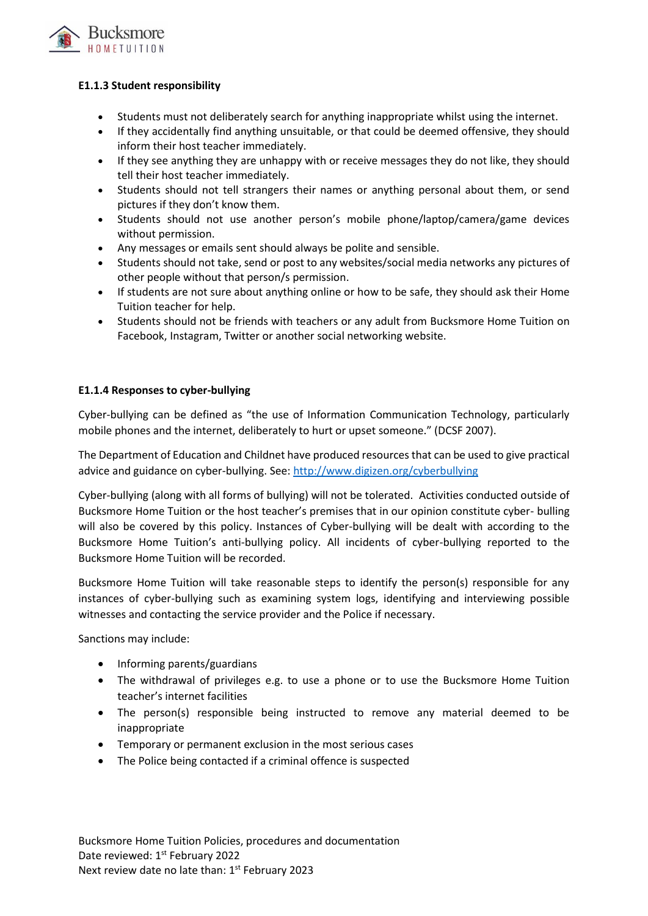#### E1.1.3 Student responsibility

- Students must not deliberately search for anything inappropriate whilst using the internet.
- If they accidentally find anything unsuitable, or that could be deemed offensive, they should inform their host teacher immediately.
- If they see anything they are unhappy with or receive messages they do not like, they should tell their host teacher immediately.
- Students should not tell strangers their names or anything personal about them, or send pictures if they don't know them.
- Students should not use another person's mobile phone/laptop/camera/game devices without permission.
- Any messages or emails sent should always be polite and sensible.
- Students should not take, send or post to any websites/social media networks any pictures of other people without that person/s permission.
- If students are not sure about anything online or how to be safe, they should ask their Home Tuition teacher for help.
- Students should not be friends with teachers or any adult from Bucksmore Home Tuition on Facebook, Instagram, Twitter or another social networking website.

#### E1.1.4 Responses to cyber-bullying

Cyber-bullying can be defined as "the use of Information Communication Technology, particularly mobile phones and the internet, deliberately to hurt or upset someone." (DCSF 2007).

The Department of Education and Childnet have produced resources that can be used to give practical advice and guidance on cyber-bullying. See: http://www.digizen.org/cyberbullying

Cyber-bullying (along with all forms of bullying) will not be tolerated. Activities conducted outside of Bucksmore Home Tuition or the host teacher's premises that in our opinion constitute cyber- bulling will also be covered by this policy. Instances of Cyber-bullying will be dealt with according to the Bucksmore Home Tuition's anti-bullying policy. All incidents of cyber-bullying reported to the Bucksmore Home Tuition will be recorded.

Bucksmore Home Tuition will take reasonable steps to identify the person(s) responsible for any instances of cyber-bullying such as examining system logs, identifying and interviewing possible witnesses and contacting the service provider and the Police if necessary.

Sanctions may include:

- Informing parents/guardians
- The withdrawal of privileges e.g. to use a phone or to use the Bucksmore Home Tuition teacher's internet facilities
- The person(s) responsible being instructed to remove any material deemed to be inappropriate
- Temporary or permanent exclusion in the most serious cases
- The Police being contacted if a criminal offence is suspected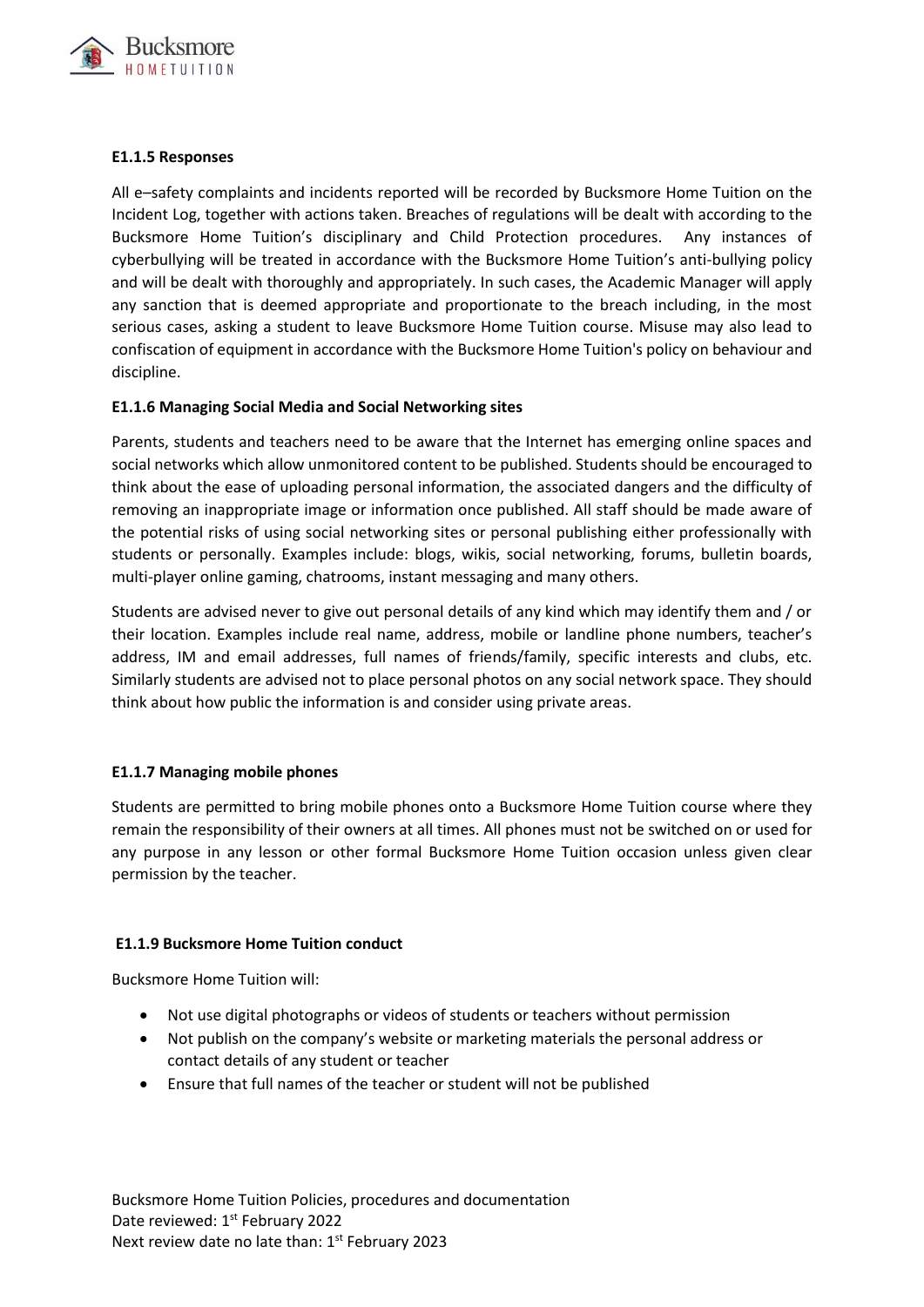#### E1.1.5 Responses

All e–safety complaints and incidents reported will be recorded by Bucksmore Home Tuition on the Incident Log, together with actions taken. Breaches of regulations will be dealt with according to the Bucksmore Home Tuition's disciplinary and Child Protection procedures. Any instances of cyberbullying will be treated in accordance with the Bucksmore Home Tuition's anti-bullying policy and will be dealt with thoroughly and appropriately. In such cases, the Academic Manager will apply any sanction that is deemed appropriate and proportionate to the breach including, in the most serious cases, asking a student to leave Bucksmore Home Tuition course. Misuse may also lead to confiscation of equipment in accordance with the Bucksmore Home Tuition's policy on behaviour and discipline.

#### E1.1.6 Managing Social Media and Social Networking sites

Parents, students and teachers need to be aware that the Internet has emerging online spaces and social networks which allow unmonitored content to be published. Students should be encouraged to think about the ease of uploading personal information, the associated dangers and the difficulty of removing an inappropriate image or information once published. All staff should be made aware of the potential risks of using social networking sites or personal publishing either professionally with students or personally. Examples include: blogs, wikis, social networking, forums, bulletin boards, multi-player online gaming, chatrooms, instant messaging and many others.

Students are advised never to give out personal details of any kind which may identify them and / or their location. Examples include real name, address, mobile or landline phone numbers, teacher's address, IM and email addresses, full names of friends/family, specific interests and clubs, etc. Similarly students are advised not to place personal photos on any social network space. They should think about how public the information is and consider using private areas.

#### E1.1.7 Managing mobile phones

Students are permitted to bring mobile phones onto a Bucksmore Home Tuition course where they remain the responsibility of their owners at all times. All phones must not be switched on or used for any purpose in any lesson or other formal Bucksmore Home Tuition occasion unless given clear permission by the teacher.

#### E1.1.9 Bucksmore Home Tuition conduct

Bucksmore Home Tuition will:

- Not use digital photographs or videos of students or teachers without permission
- Not publish on the company's website or marketing materials the personal address or contact details of any student or teacher
- Ensure that full names of the teacher or student will not be published